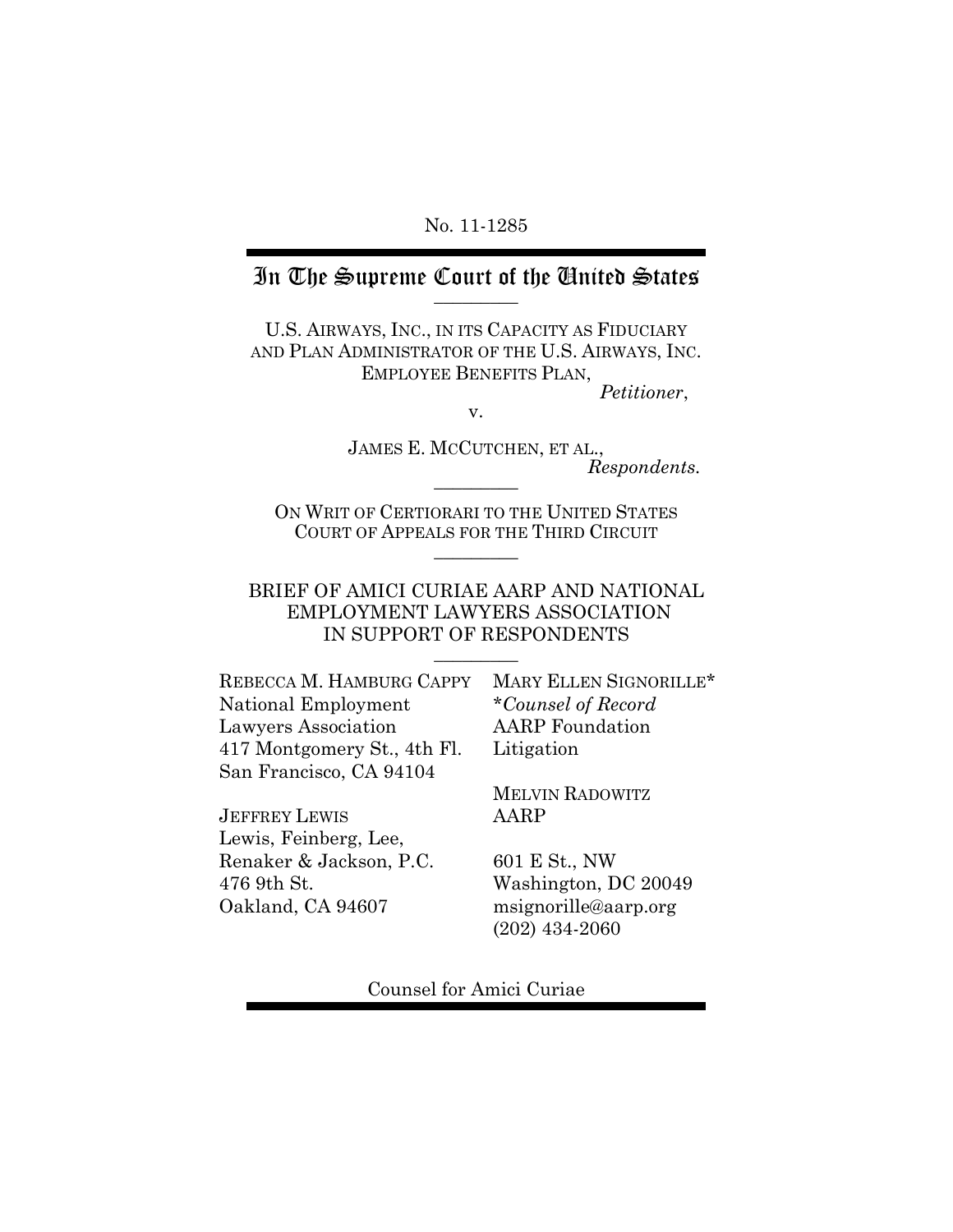No. 11-1285

# In The Supreme Court of the United States

U.S. AIRWAYS, INC., IN ITS CAPACITY AS FIDUCIARY AND PLAN ADMINISTRATOR OF THE U.S. AIRWAYS, INC. EMPLOYEE BENEFITS PLAN,

*Petitioner*,

v.

JAMES E. MCCUTCHEN, ET AL.,

*Respondents.*

ON WRIT OF CERTIORARI TO THE UNITED STATES COURT OF APPEALS FOR THE THIRD CIRCUIT

## BRIEF OF AMICI CURIAE AARP AND NATIONAL EMPLOYMENT LAWYERS ASSOCIATION IN SUPPORT OF RESPONDENTS

REBECCA M. HAMBURG CAPPY
National Employment Lawyers Association
417 Montgomery St., 4th Fl.
San Francisco, CA 94104

JEFFREY LEWIS
Lewis, Feinberg, Lee, Renaker & Jackson, P.C.
476 9th St.
Oakland, CA 94607

MARY ELLEN SIGNORILLE*
**Counsel of Record*
AARP Foundation Litigation

MELVIN RADOWITZ
AARP

601 E St., NW
Washington, DC 20049
msignorille@aarp.org
(202) 434-2060

Counsel for Amici Curiae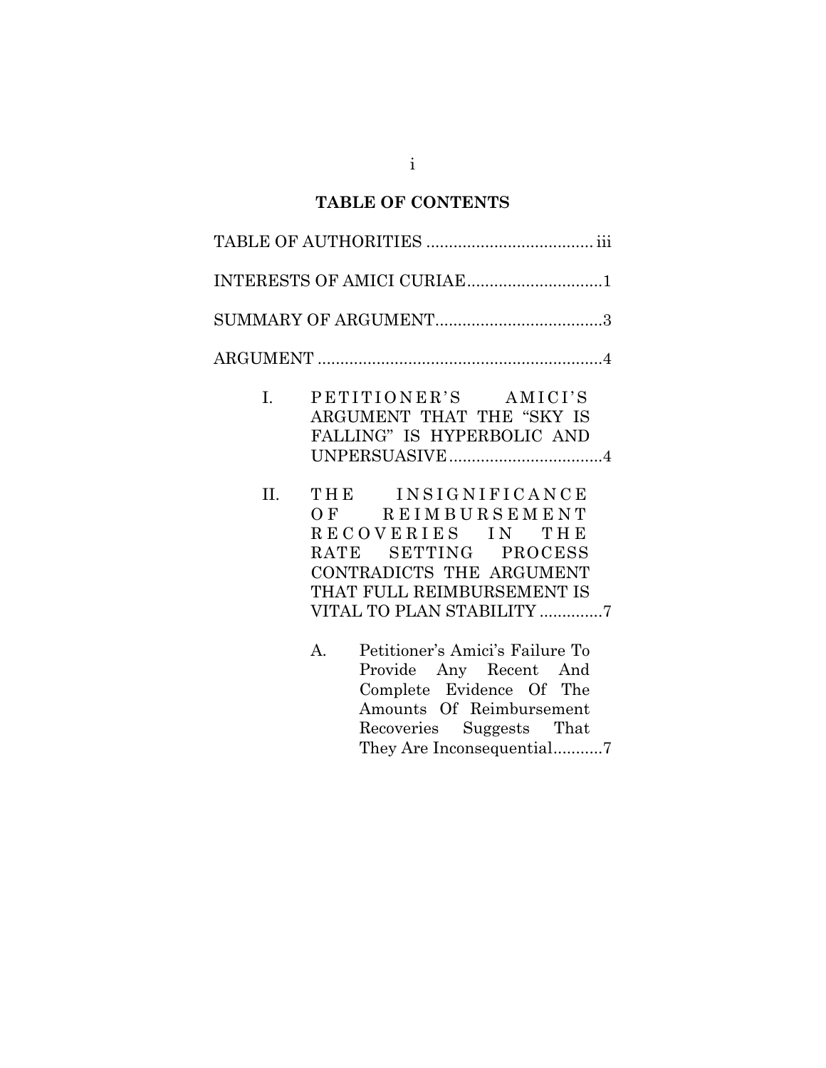## TABLE OF CONTENTS

TABLE OF AUTHORITIES .................................... iii

INTERESTS OF AMICI CURIAE..............................1

SUMMARY OF ARGUMENT.....................................3

ARGUMENT ...............................................................4

I. PETITIONER'S AMICI'S ARGUMENT THAT THE "SKY IS FALLING" IS HYPERBOLIC AND UNPERSUASIVE..................................4

II. THE INSIGNIFICANCE OF REIMBURSEMENT RECOVERIES IN THE RATE SETTING PROCESS CONTRADICTS THE ARGUMENT THAT FULL REIMBURSEMENT IS VITAL TO PLAN STABILITY .............7

A. Petitioner's Amici's Failure To Provide Any Recent And Complete Evidence Of The Amounts Of Reimbursement Recoveries Suggests That They Are Inconsequential...........7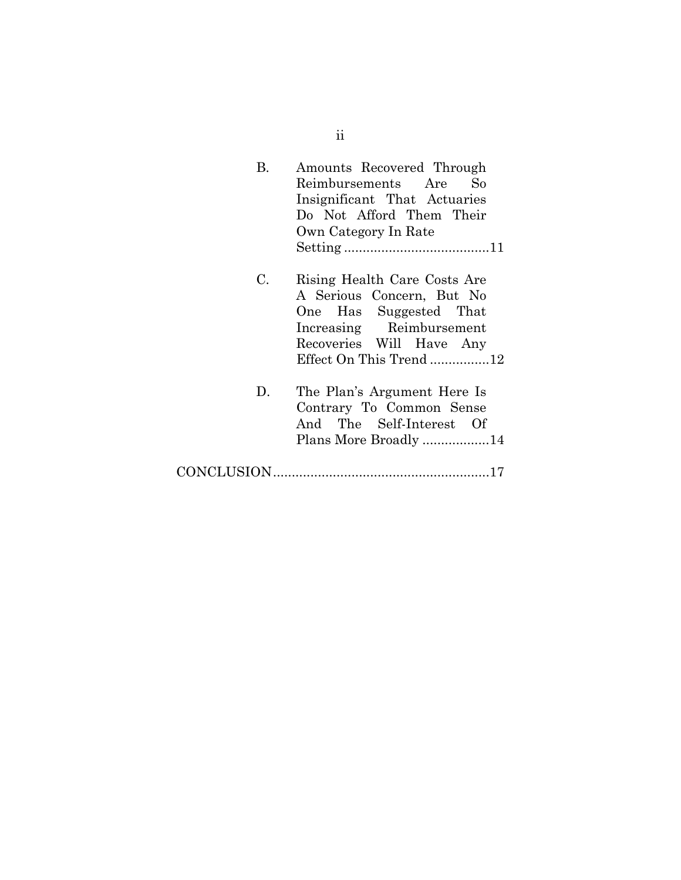B. Amounts Recovered Through Reimbursements Are So Insignificant That Actuaries Do Not Afford Them Their Own Category In Rate Setting .......................................11

C. Rising Health Care Costs Are A Serious Concern, But No One Has Suggested That Increasing Reimbursement Recoveries Will Have Any Effect On This Trend ................12

D. The Plan's Argument Here Is Contrary To Common Sense And The Self-Interest Of Plans More Broadly ..................14

CONCLUSION..........................................................17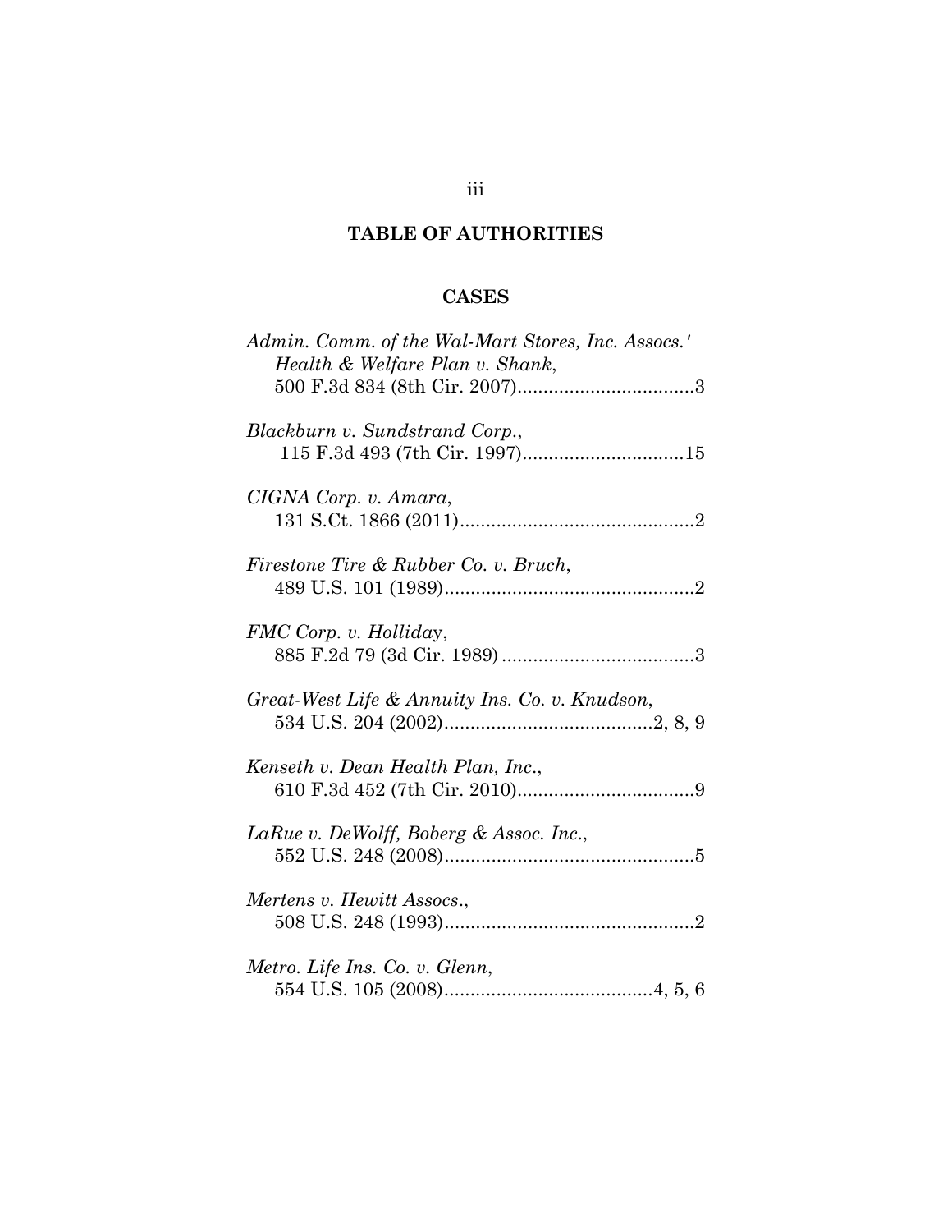# TABLE OF AUTHORITIES

## CASES

*Admin. Comm. of the Wal-Mart Stores, Inc. Assocs.' Health & Welfare Plan v. Shank*, 500 F.3d 834 (8th Cir. 2007)..................................3

*Blackburn v. Sundstrand Corp.*, 115 F.3d 493 (7th Cir. 1997)...............................15

*CIGNA Corp. v. Amara*, 131 S.Ct. 1866 (2011).............................................2

*Firestone Tire & Rubber Co. v. Bruch*, 489 U.S. 101 (1989)................................................2

*FMC Corp. v. Holliday*, 885 F.2d 79 (3d Cir. 1989) .....................................3

*Great-West Life & Annuity Ins. Co. v. Knudson*, 534 U.S. 204 (2002)........................................2, 8, 9

*Kenseth v. Dean Health Plan, Inc.*, 610 F.3d 452 (7th Cir. 2010)..................................9

*LaRue v. DeWolff, Boberg & Assoc. Inc.*, 552 U.S. 248 (2008)................................................5

*Mertens v. Hewitt Assocs.*, 508 U.S. 248 (1993)................................................2

*Metro. Life Ins. Co. v. Glenn*, 554 U.S. 105 (2008)........................................4, 5, 6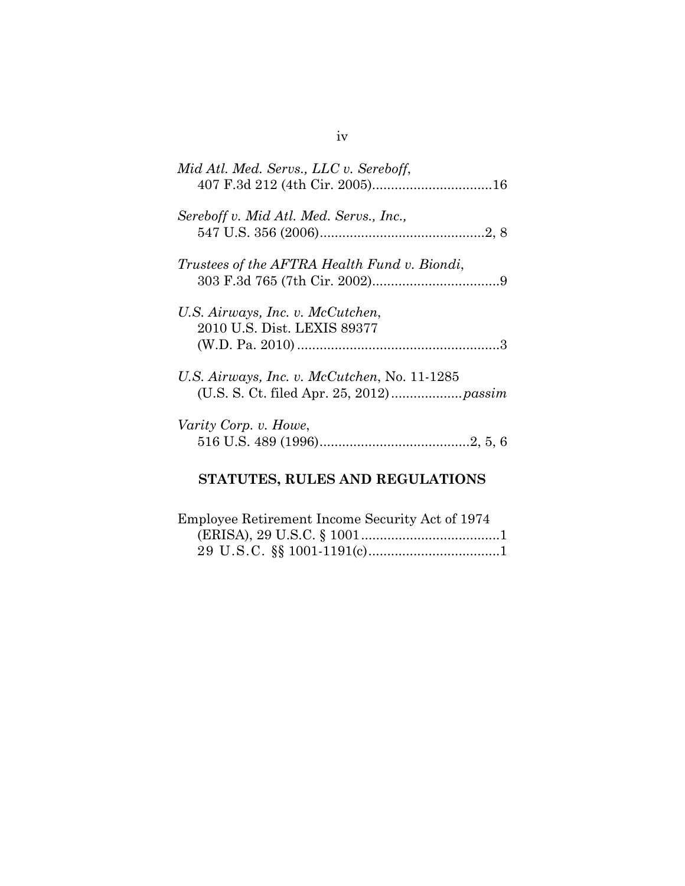*Mid Atl. Med. Servs., LLC v. Sereboff*,
407 F.3d 212 (4th Cir. 2005)................................16

*Sereboff v. Mid Atl. Med. Servs., Inc.*,
547 U.S. 356 (2006)............................................2, 8

*Trustees of the AFTRA Health Fund v. Biondi*,
303 F.3d 765 (7th Cir. 2002)..................................9

*U.S. Airways, Inc. v. McCutchen*,
2010 U.S. Dist. LEXIS 89377
(W.D. Pa. 2010).......................................................3

*U.S. Airways, Inc. v. McCutchen*, No. 11-1285
(U.S. S. Ct. filed Apr. 25, 2012)...................*passim*

*Varity Corp. v. Howe*,
516 U.S. 489 (1996)........................................2, 5, 6

## STATUTES, RULES AND REGULATIONS

Employee Retirement Income Security Act of 1974
(ERISA), 29 U.S.C. § 1001.....................................1
29 U.S.C. §§ 1001-1191(c)...................................1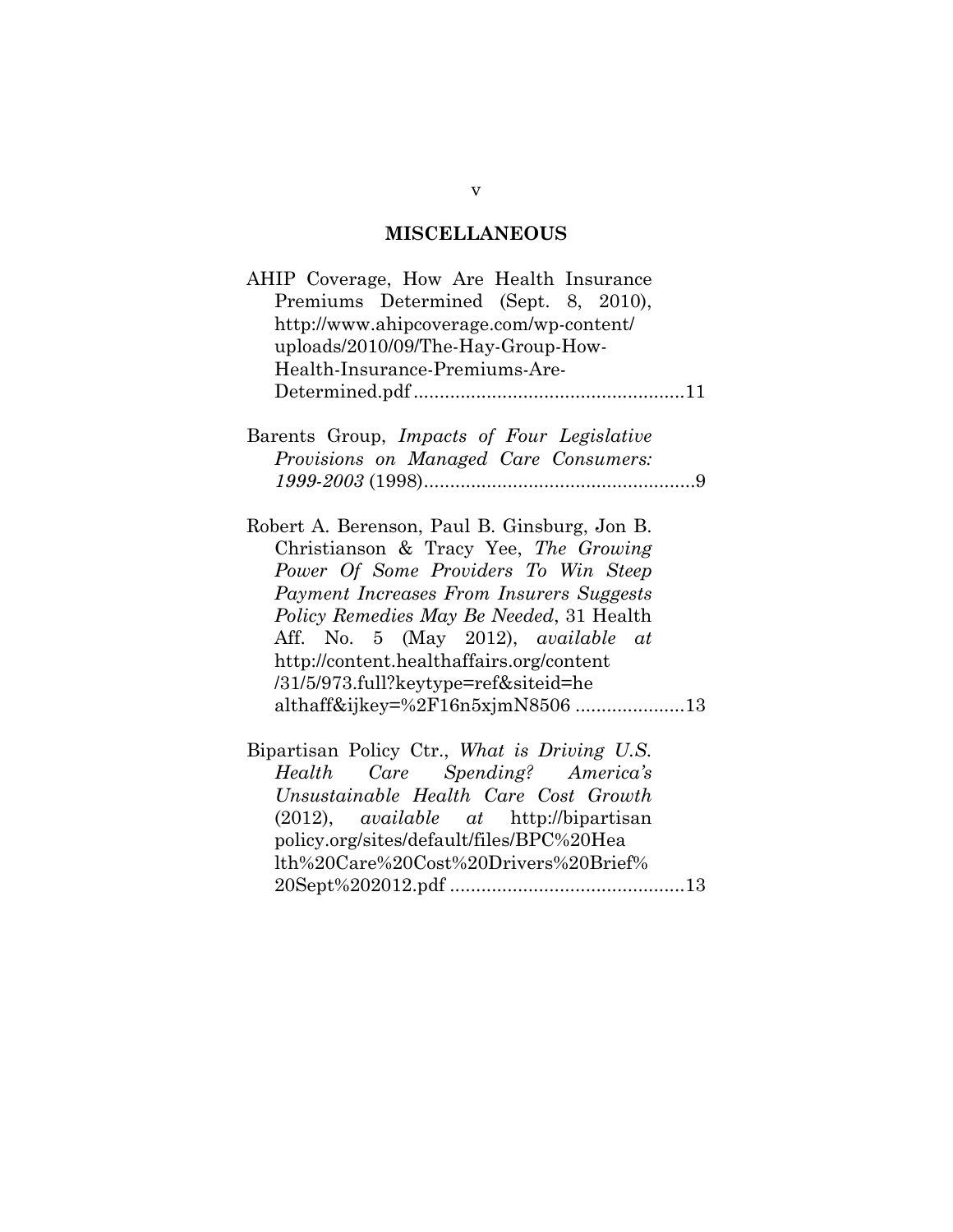## MISCELLANEOUS

AHIP Coverage, How Are Health Insurance Premiums Determined (Sept. 8, 2010), http://www.ahipcoverage.com/wp-content/uploads/2010/09/The-Hay-Group-How-Health-Insurance-Premiums-Are-Determined.pdf ....................................................11

Barents Group, *Impacts of Four Legislative Provisions on Managed Care Consumers: 1999-2003* (1998)....................................................9

Robert A. Berenson, Paul B. Ginsburg, Jon B. Christianson & Tracy Yee, *The Growing Power Of Some Providers To Win Steep Payment Increases From Insurers Suggests Policy Remedies May Be Needed*, 31 Health Aff. No. 5 (May 2012), *available at* http://content.healthaffairs.org/content/31/5/973.full?keytype=ref&siteid=healthaff&ijkey=%2F16n5xjmN8506 .....................13

Bipartisan Policy Ctr., *What is Driving U.S. Health Care Spending? America's Unsustainable Health Care Cost Growth* (2012), *available at* http://bipartisanpolicy.org/sites/default/files/BPC%20Health%20Care%20Cost%20Drivers%20Brief%20Sept%202012.pdf .............................................13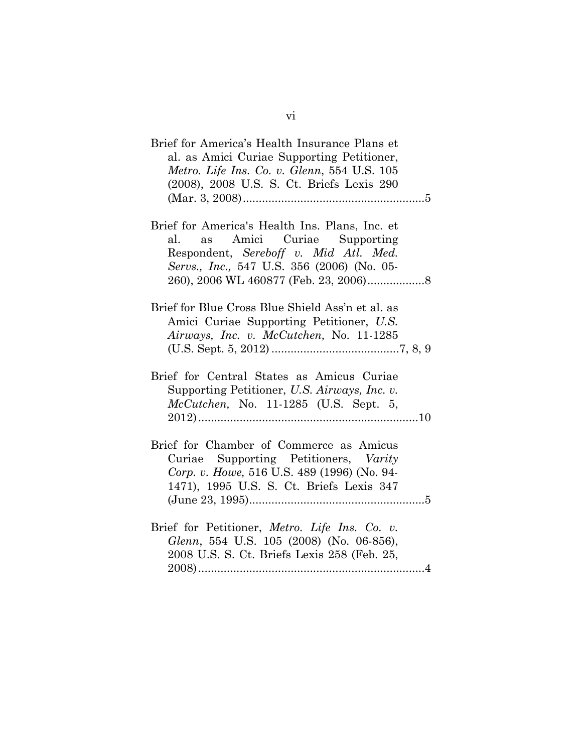Brief for America's Health Insurance Plans et al. as Amici Curiae Supporting Petitioner, *Metro. Life Ins. Co. v. Glenn*, 554 U.S. 105 (2008), 2008 U.S. S. Ct. Briefs Lexis 290 (Mar. 3, 2008)........................................................5

Brief for America's Health Ins. Plans, Inc. et al. as Amici Curiae Supporting Respondent, *Sereboff v. Mid Atl. Med. Servs., Inc.,* 547 U.S. 356 (2006) (No. 05-260), 2006 WL 460877 (Feb. 23, 2006)..................8

Brief for Blue Cross Blue Shield Ass'n et al. as Amici Curiae Supporting Petitioner, *U.S. Airways, Inc. v. McCutchen,* No. 11-1285 (U.S. Sept. 5, 2012) ........................................7, 8, 9

Brief for Central States as Amicus Curiae Supporting Petitioner, *U.S. Airways, Inc. v. McCutchen,* No. 11-1285 (U.S. Sept. 5, 2012)....................................................................10

Brief for Chamber of Commerce as Amicus Curiae Supporting Petitioners, *Varity Corp. v. Howe,* 516 U.S. 489 (1996) (No. 94-1471), 1995 U.S. S. Ct. Briefs Lexis 347 (June 23, 1995).......................................................5

Brief for Petitioner, *Metro. Life Ins. Co. v. Glenn*, 554 U.S. 105 (2008) (No. 06-856), 2008 U.S. S. Ct. Briefs Lexis 258 (Feb. 25, 2008).......................................................................4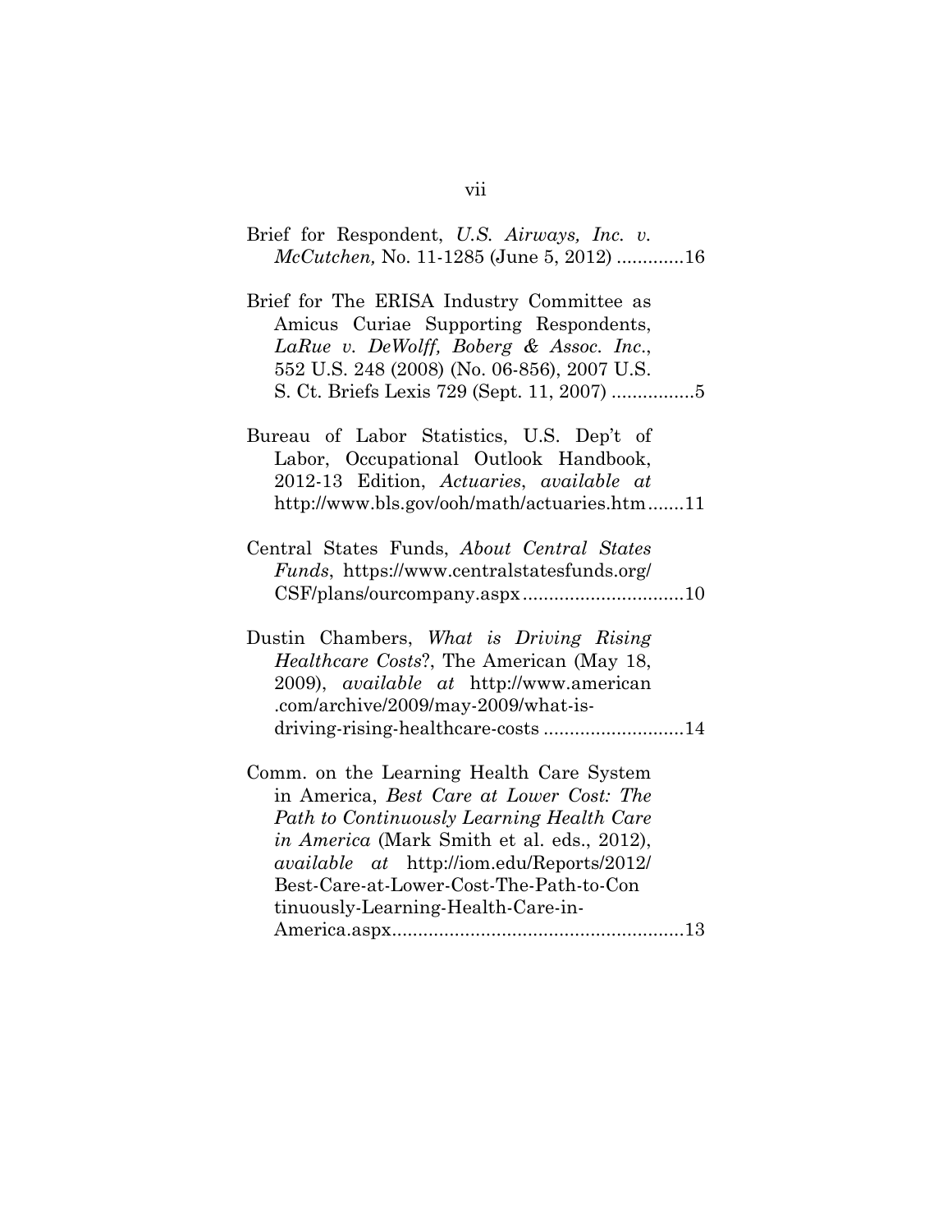Brief for Respondent, *U.S. Airways, Inc. v. McCutchen,* No. 11-1285 (June 5, 2012) .............16

Brief for The ERISA Industry Committee as Amicus Curiae Supporting Respondents, *LaRue v. DeWolff, Boberg & Assoc. Inc*., 552 U.S. 248 (2008) (No. 06-856), 2007 U.S. S. Ct. Briefs Lexis 729 (Sept. 11, 2007) ................5

Bureau of Labor Statistics, U.S. Dep't of Labor, Occupational Outlook Handbook, 2012-13 Edition, *Actuaries*, *available at* http://www.bls.gov/ooh/math/actuaries.htm.......11

Central States Funds, *About Central States Funds*, https://www.centralstatesfunds.org/ CSF/plans/ourcompany.aspx...............................10

Dustin Chambers, *What is Driving Rising Healthcare Costs*?, The American (May 18, 2009), *available at* http://www.american .com/archive/2009/may-2009/what-is-driving-rising-healthcare-costs ...........................14

Comm. on the Learning Health Care System in America, *Best Care at Lower Cost: The Path to Continuously Learning Health Care in America* (Mark Smith et al. eds., 2012), *available at* http://iom.edu/Reports/2012/ Best-Care-at-Lower-Cost-The-Path-to-Con tinuously-Learning-Health-Care-in-America.aspx........................................................13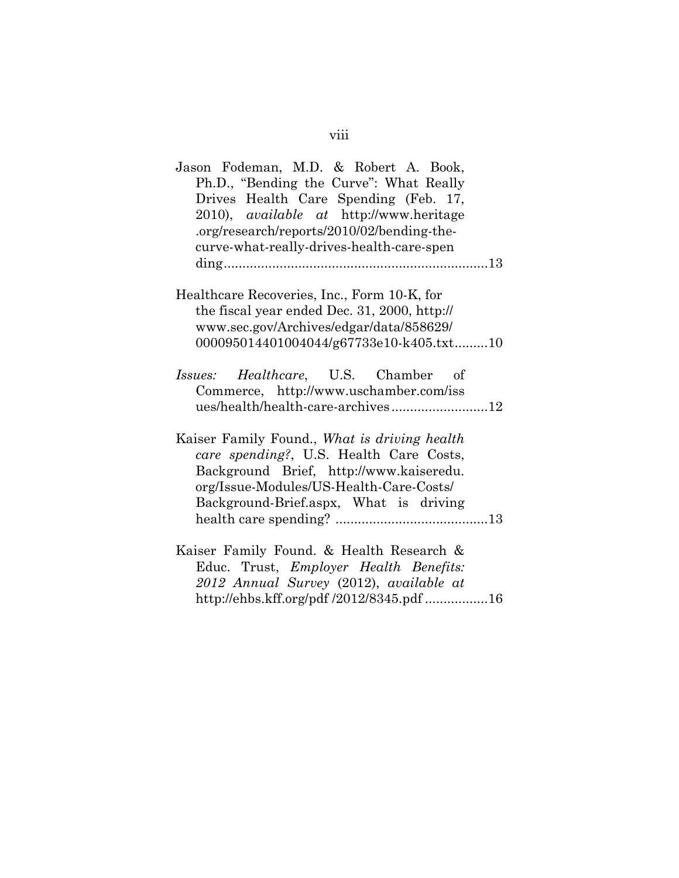Jason Fodeman, M.D. & Robert A. Book, Ph.D., "Bending the Curve": What Really Drives Health Care Spending (Feb. 17, 2010), *available at* http://www.heritage.org/research/reports/2010/02/bending-the-curve-what-really-drives-health-care-spending........................................................................13

Healthcare Recoveries, Inc., Form 10-K, for the fiscal year ended Dec. 31, 2000, http://www.sec.gov/Archives/edgar/data/858629/000095014401004044/g67733e10-k405.txt.........10

*Issues: Healthcare*, U.S. Chamber of Commerce, http://www.uschamber.com/issues/health/health-care-archives..........................12

Kaiser Family Found., *What is driving health care spending?*, U.S. Health Care Costs, Background Brief, http://www.kaiseredu.org/Issue-Modules/US-Health-Care-Costs/Background-Brief.aspx, What is driving health care spending? .........................................13

Kaiser Family Found. & Health Research & Educ. Trust, *Employer Health Benefits: 2012 Annual Survey* (2012), *available at* http://ehbs.kff.org/pdf /2012/8345.pdf .................16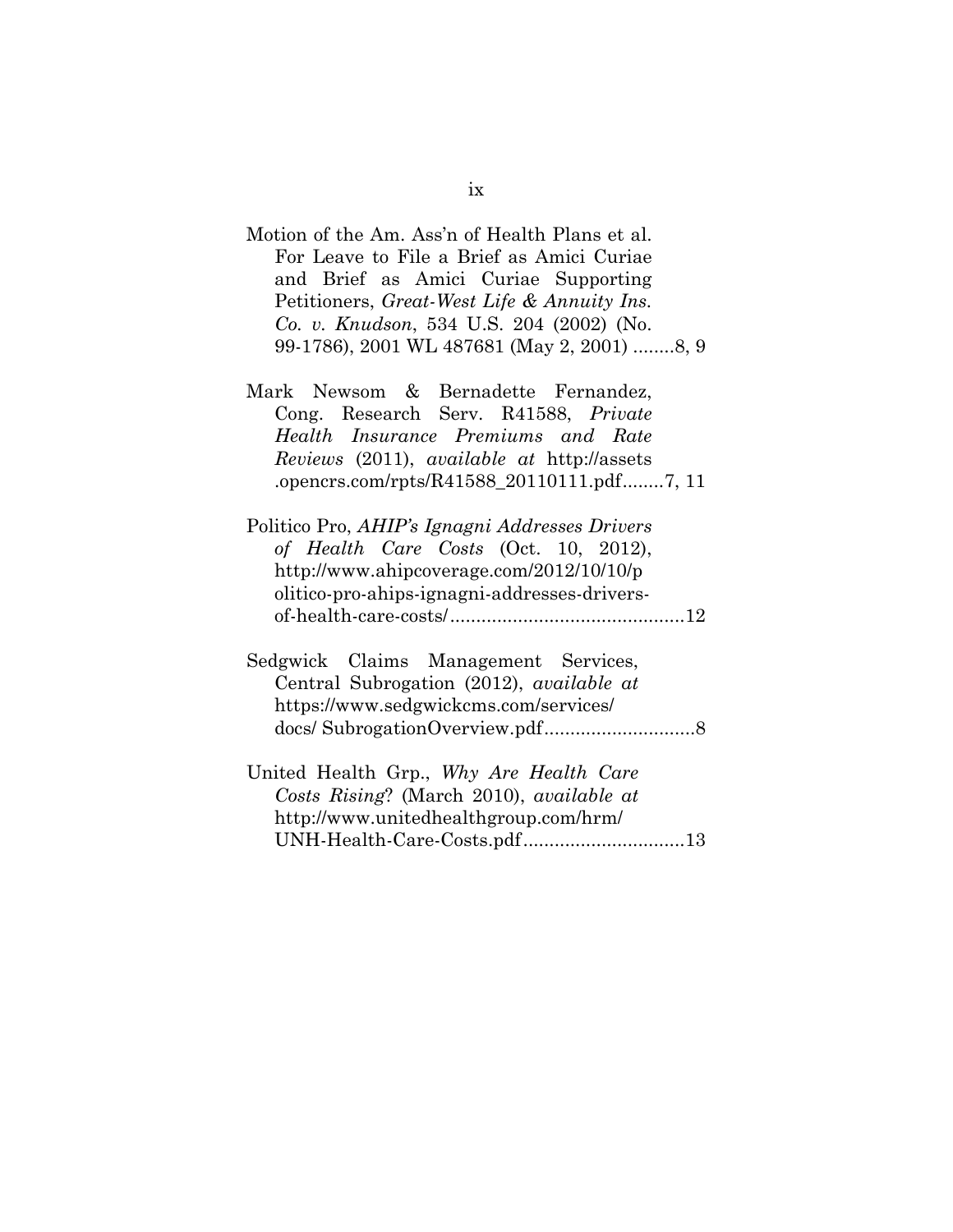Motion of the Am. Ass'n of Health Plans et al. For Leave to File a Brief as Amici Curiae and Brief as Amici Curiae Supporting Petitioners, *Great-West Life & Annuity Ins. Co. v. Knudson*, 534 U.S. 204 (2002) (No. 99-1786), 2001 WL 487681 (May 2, 2001) ........8, 9

Mark Newsom & Bernadette Fernandez, Cong. Research Serv. R41588, *Private Health Insurance Premiums and Rate Reviews* (2011), *available at* http://assets.opencrs.com/rpts/R41588_20110111.pdf........7, 11

Politico Pro, *AHIP's Ignagni Addresses Drivers of Health Care Costs* (Oct. 10, 2012), http://www.ahipcoverage.com/2012/10/10/politico-pro-ahips-ignagni-addresses-drivers-of-health-care-costs/.............................................12

Sedgwick Claims Management Services, Central Subrogation (2012), *available at* https://www.sedgwickcms.com/services/docs/ SubrogationOverview.pdf.............................8

United Health Grp., *Why Are Health Care Costs Rising*? (March 2010), *available at* http://www.unitedhealthgroup.com/hrm/UNH-Health-Care-Costs.pdf...............................13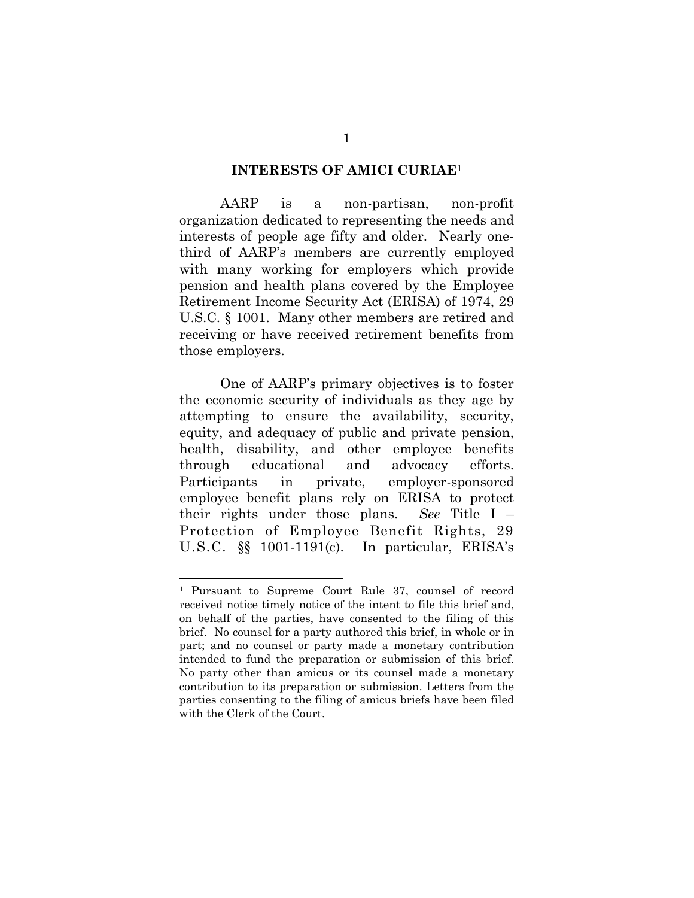## INTERESTS OF AMICI CURIAE[1]

AARP is a non-partisan, non-profit organization dedicated to representing the needs and interests of people age fifty and older. Nearly one-third of AARP's members are currently employed with many working for employers which provide pension and health plans covered by the Employee Retirement Income Security Act (ERISA) of 1974, 29 U.S.C. § 1001. Many other members are retired and receiving or have received retirement benefits from those employers.

One of AARP's primary objectives is to foster the economic security of individuals as they age by attempting to ensure the availability, security, equity, and adequacy of public and private pension, health, disability, and other employee benefits through educational and advocacy efforts. Participants in private, employer-sponsored employee benefit plans rely on ERISA to protect their rights under those plans. *See* Title I – Protection of Employee Benefit Rights, 29 U.S.C. §§ 1001-1191(c). In particular, ERISA's

---

[1] Pursuant to Supreme Court Rule 37, counsel of record received notice timely notice of the intent to file this brief and, on behalf of the parties, have consented to the filing of this brief. No counsel for a party authored this brief, in whole or in part; and no counsel or party made a monetary contribution intended to fund the preparation or submission of this brief. No party other than amicus or its counsel made a monetary contribution to its preparation or submission. Letters from the parties consenting to the filing of amicus briefs have been filed with the Clerk of the Court.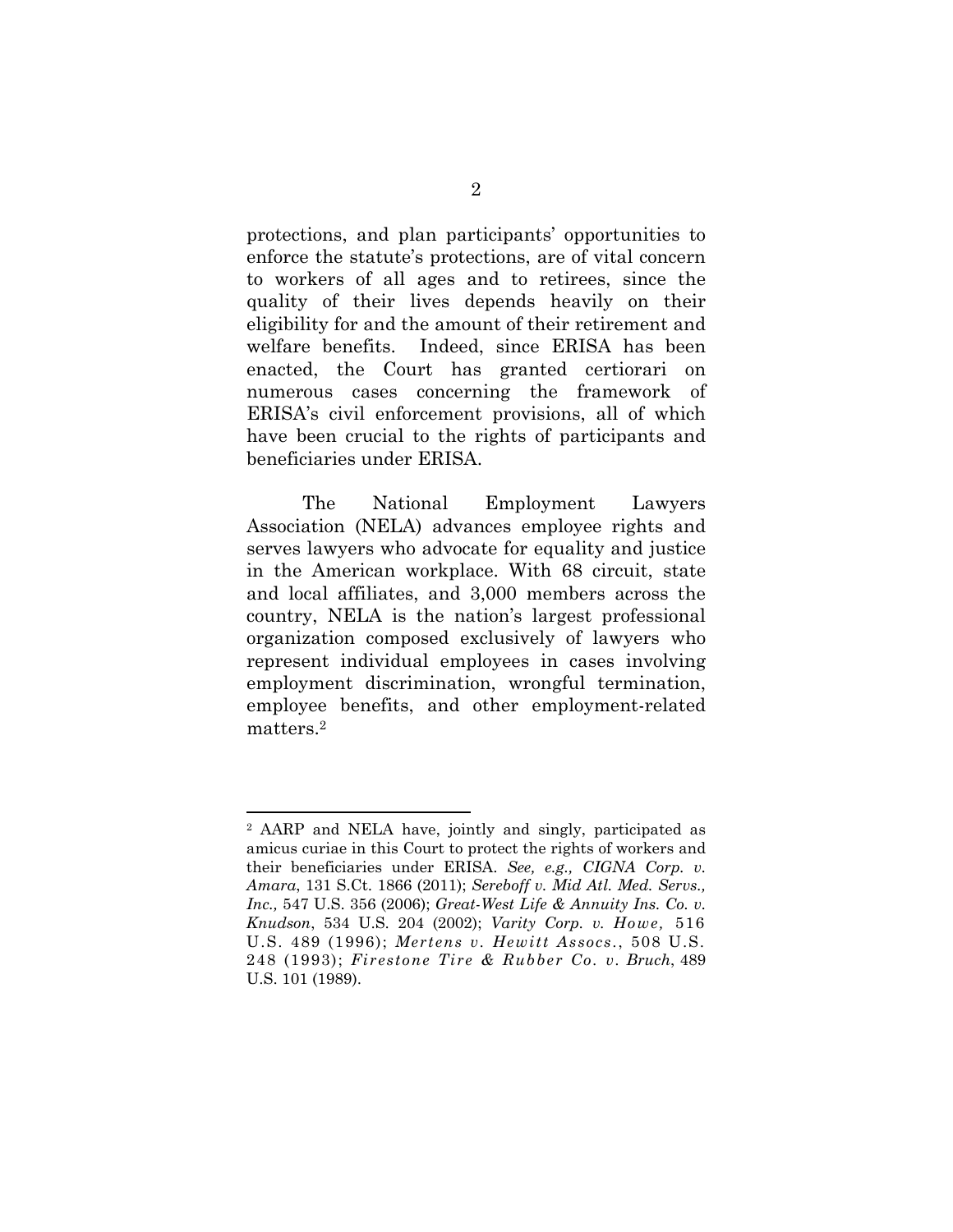protections, and plan participants' opportunities to enforce the statute's protections, are of vital concern to workers of all ages and to retirees, since the quality of their lives depends heavily on their eligibility for and the amount of their retirement and welfare benefits. Indeed, since ERISA has been enacted, the Court has granted certiorari on numerous cases concerning the framework of ERISA's civil enforcement provisions, all of which have been crucial to the rights of participants and beneficiaries under ERISA.

The National Employment Lawyers Association (NELA) advances employee rights and serves lawyers who advocate for equality and justice in the American workplace. With 68 circuit, state and local affiliates, and 3,000 members across the country, NELA is the nation's largest professional organization composed exclusively of lawyers who represent individual employees in cases involving employment discrimination, wrongful termination, employee benefits, and other employment-related matters.[2]

---

[2] AARP and NELA have, jointly and singly, participated as amicus curiae in this Court to protect the rights of workers and their beneficiaries under ERISA. *See, e.g., CIGNA Corp. v. Amara*, 131 S.Ct. 1866 (2011); *Sereboff v. Mid Atl. Med. Servs., Inc.,* 547 U.S. 356 (2006); *Great-West Life & Annuity Ins. Co. v. Knudson*, 534 U.S. 204 (2002); *Varity Corp. v. Howe,* 516 U.S. 489 (1996); *Mertens v. Hewitt Assocs.*, 508 U.S. 248 (1993); *Firestone Tire & Rubber Co. v. Bruch*, 489 U.S. 101 (1989).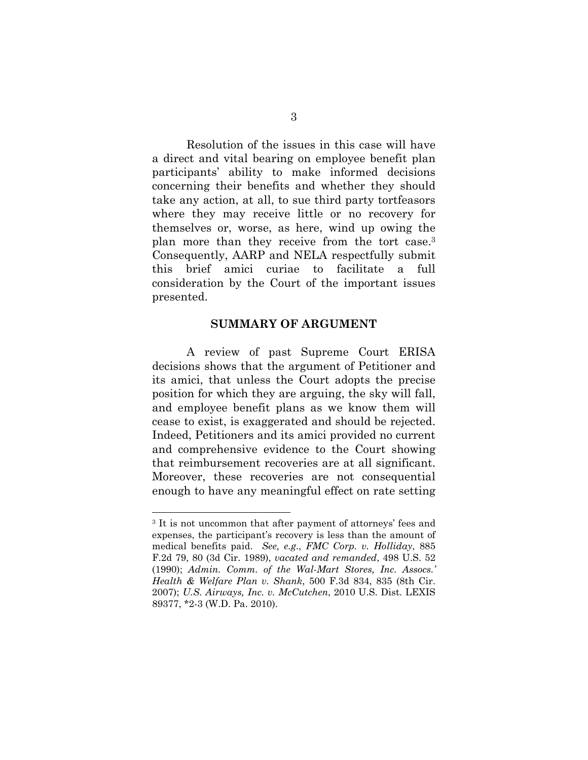Resolution of the issues in this case will have a direct and vital bearing on employee benefit plan participants' ability to make informed decisions concerning their benefits and whether they should take any action, at all, to sue third party tortfeasors where they may receive little or no recovery for themselves or, worse, as here, wind up owing the plan more than they receive from the tort case.[3] Consequently, AARP and NELA respectfully submit this brief amici curiae to facilitate a full consideration by the Court of the important issues presented.

## SUMMARY OF ARGUMENT

A review of past Supreme Court ERISA decisions shows that the argument of Petitioner and its amici, that unless the Court adopts the precise position for which they are arguing, the sky will fall, and employee benefit plans as we know them will cease to exist, is exaggerated and should be rejected. Indeed, Petitioners and its amici provided no current and comprehensive evidence to the Court showing that reimbursement recoveries are at all significant. Moreover, these recoveries are not consequential enough to have any meaningful effect on rate setting

---

[3] It is not uncommon that after payment of attorneys' fees and expenses, the participant's recovery is less than the amount of medical benefits paid. *See, e.g.*, *FMC Corp. v. Holliday*, 885 F.2d 79, 80 (3d Cir. 1989), *vacated and remanded*, 498 U.S. 52 (1990); *Admin. Comm. of the Wal-Mart Stores, Inc. Assocs.' Health & Welfare Plan v. Shank*, 500 F.3d 834, 835 (8th Cir. 2007); *U.S. Airways, Inc. v. McCutchen*, 2010 U.S. Dist. LEXIS 89377, *2-3 (W.D. Pa. 2010).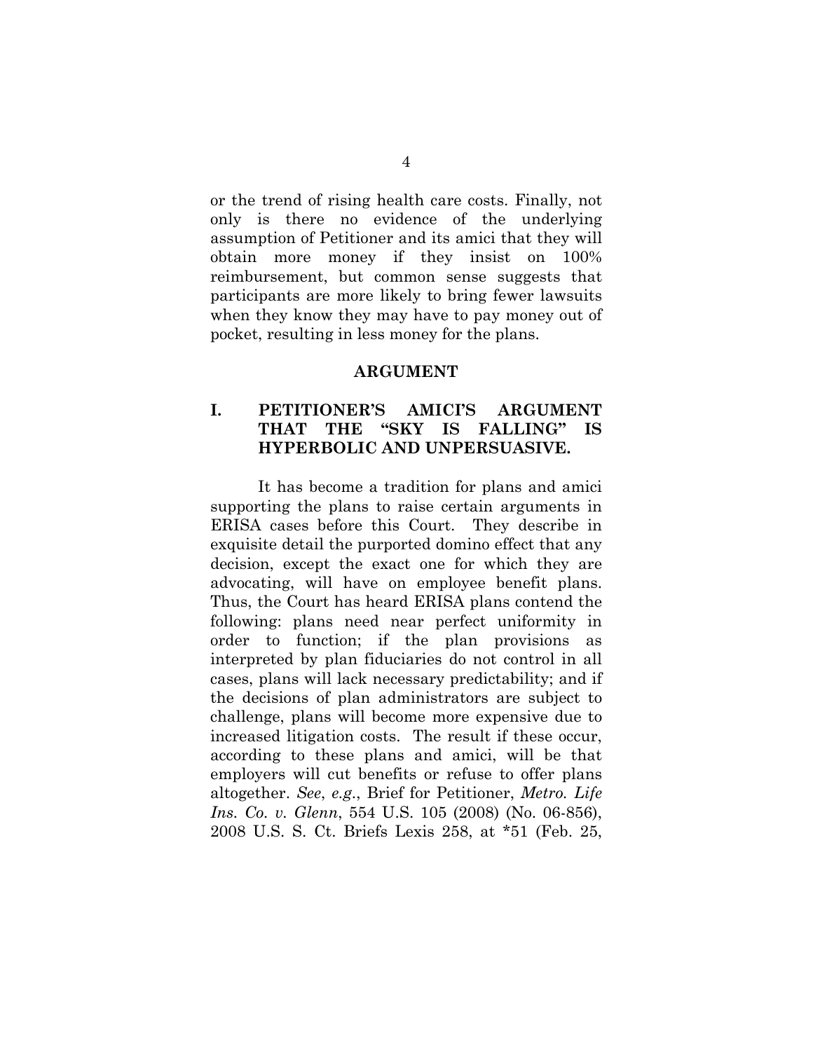or the trend of rising health care costs. Finally, not only is there no evidence of the underlying assumption of Petitioner and its amici that they will obtain more money if they insist on 100% reimbursement, but common sense suggests that participants are more likely to bring fewer lawsuits when they know they may have to pay money out of pocket, resulting in less money for the plans.

## ARGUMENT

### I. PETITIONER'S AMICI'S ARGUMENT THAT THE "SKY IS FALLING" IS HYPERBOLIC AND UNPERSUASIVE.

It has become a tradition for plans and amici supporting the plans to raise certain arguments in ERISA cases before this Court. They describe in exquisite detail the purported domino effect that any decision, except the exact one for which they are advocating, will have on employee benefit plans. Thus, the Court has heard ERISA plans contend the following: plans need near perfect uniformity in order to function; if the plan provisions as interpreted by plan fiduciaries do not control in all cases, plans will lack necessary predictability; and if the decisions of plan administrators are subject to challenge, plans will become more expensive due to increased litigation costs. The result if these occur, according to these plans and amici, will be that employers will cut benefits or refuse to offer plans altogether. *See*, *e.g*., Brief for Petitioner, *Metro. Life Ins. Co. v. Glenn*, 554 U.S. 105 (2008) (No. 06-856), 2008 U.S. S. Ct. Briefs Lexis 258, at *51 (Feb. 25,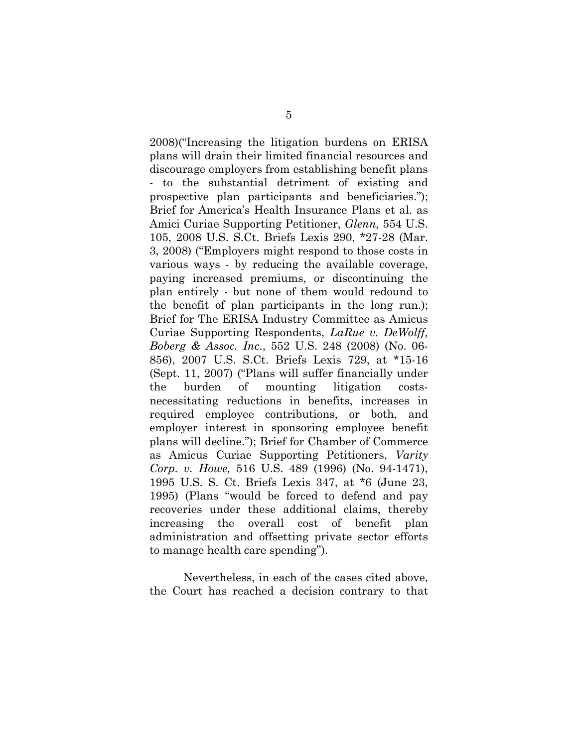2008)("Increasing the litigation burdens on ERISA plans will drain their limited financial resources and discourage employers from establishing benefit plans - to the substantial detriment of existing and prospective plan participants and beneficiaries."); Brief for America's Health Insurance Plans et al. as Amici Curiae Supporting Petitioner, *Glenn,* 554 U.S. 105, 2008 U.S. S.Ct. Briefs Lexis 290, *27-28 (Mar. 3, 2008) ("Employers might respond to those costs in various ways - by reducing the available coverage, paying increased premiums, or discontinuing the plan entirely - but none of them would redound to the benefit of plan participants in the long run.); Brief for The ERISA Industry Committee as Amicus Curiae Supporting Respondents, *LaRue v. DeWolff, Boberg & Assoc. Inc*., 552 U.S. 248 (2008) (No. 06-856), 2007 U.S. S.Ct. Briefs Lexis 729, at *15-16 (Sept. 11, 2007) ("Plans will suffer financially under the burden of mounting litigation costs-necessitating reductions in benefits, increases in required employee contributions, or both, and employer interest in sponsoring employee benefit plans will decline."); Brief for Chamber of Commerce as Amicus Curiae Supporting Petitioners, *Varity Corp. v. Howe,* 516 U.S. 489 (1996) (No. 94-1471), 1995 U.S. S. Ct. Briefs Lexis 347, at *6 (June 23, 1995) (Plans "would be forced to defend and pay recoveries under these additional claims, thereby increasing the overall cost of benefit plan administration and offsetting private sector efforts to manage health care spending").

Nevertheless, in each of the cases cited above, the Court has reached a decision contrary to that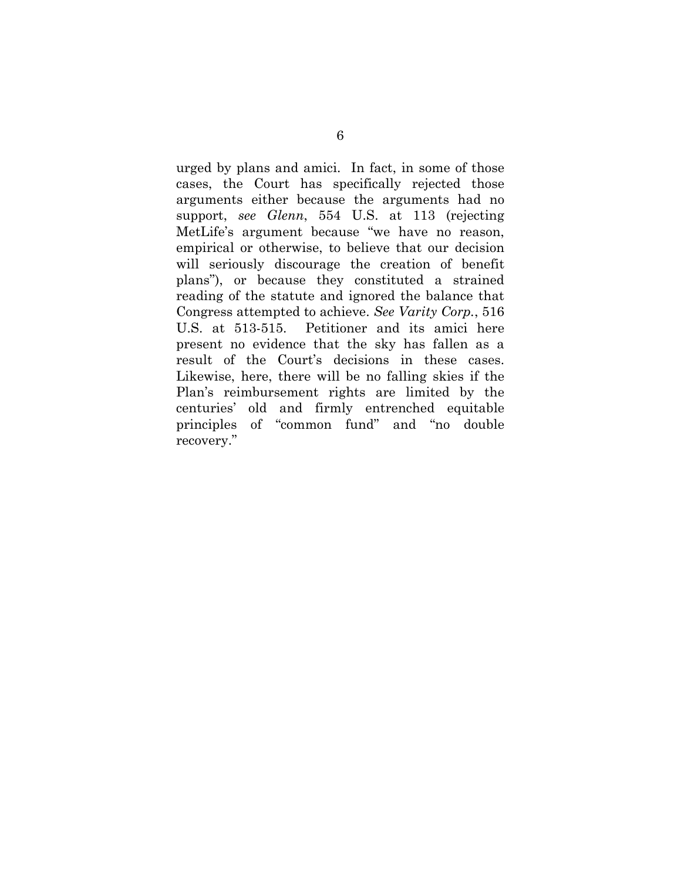urged by plans and amici. In fact, in some of those cases, the Court has specifically rejected those arguments either because the arguments had no support, *see Glenn*, 554 U.S. at 113 (rejecting MetLife's argument because "we have no reason, empirical or otherwise, to believe that our decision will seriously discourage the creation of benefit plans"), or because they constituted a strained reading of the statute and ignored the balance that Congress attempted to achieve. *See Varity Corp.*, 516 U.S. at 513-515. Petitioner and its amici here present no evidence that the sky has fallen as a result of the Court's decisions in these cases. Likewise, here, there will be no falling skies if the Plan's reimbursement rights are limited by the centuries' old and firmly entrenched equitable principles of "common fund" and "no double recovery."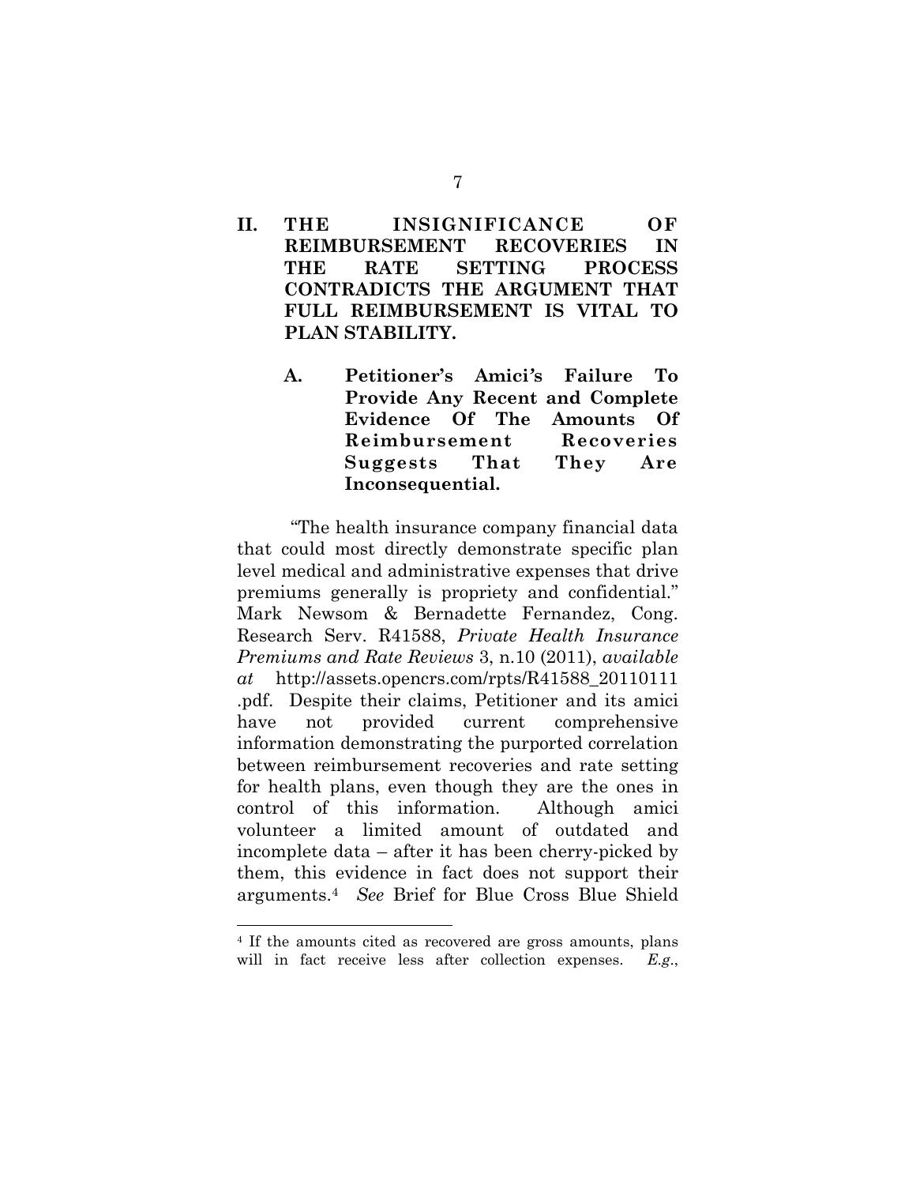## II. THE INSIGNIFICANCE OF REIMBURSEMENT RECOVERIES IN THE RATE SETTING PROCESS CONTRADICTS THE ARGUMENT THAT FULL REIMBURSEMENT IS VITAL TO PLAN STABILITY.

### A. Petitioner's Amici's Failure To Provide Any Recent and Complete Evidence Of The Amounts Of Reimbursement Recoveries Suggests That They Are Inconsequential.

"The health insurance company financial data that could most directly demonstrate specific plan level medical and administrative expenses that drive premiums generally is propriety and confidential." Mark Newsom & Bernadette Fernandez, Cong. Research Serv. R41588, *Private Health Insurance Premiums and Rate Reviews* 3, n.10 (2011), *available at* http://assets.opencrs.com/rpts/R41588_20110111.pdf. Despite their claims, Petitioner and its amici have not provided current comprehensive information demonstrating the purported correlation between reimbursement recoveries and rate setting for health plans, even though they are the ones in control of this information. Although amici volunteer a limited amount of outdated and incomplete data – after it has been cherry-picked by them, this evidence in fact does not support their arguments.[4] *See* Brief for Blue Cross Blue Shield

[4] If the amounts cited as recovered are gross amounts, plans will in fact receive less after collection expenses. *E.g.*,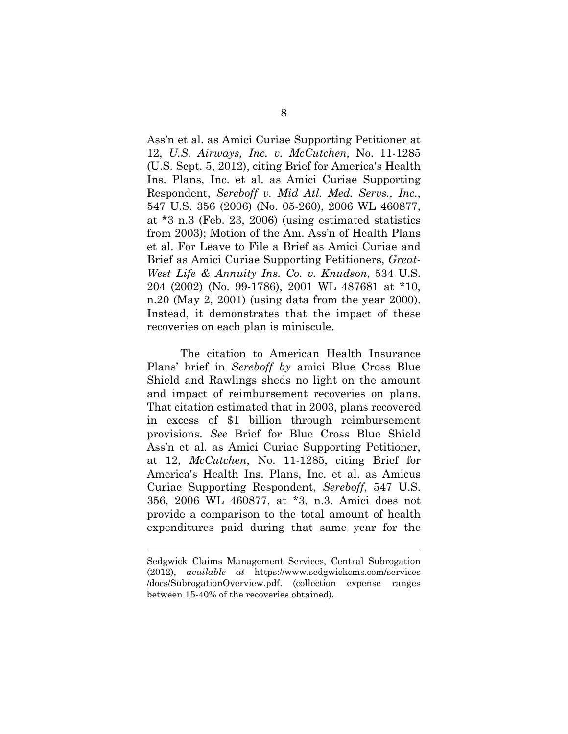Ass'n et al. as Amici Curiae Supporting Petitioner at 12, *U.S. Airways, Inc. v. McCutchen,* No. 11-1285 (U.S. Sept. 5, 2012), citing Brief for America's Health Ins. Plans, Inc. et al. as Amici Curiae Supporting Respondent, *Sereboff v. Mid Atl. Med. Servs., Inc.*, 547 U.S. 356 (2006) (No. 05-260), 2006 WL 460877, at *3 n.3 (Feb. 23, 2006) (using estimated statistics from 2003); Motion of the Am. Ass'n of Health Plans et al. For Leave to File a Brief as Amici Curiae and Brief as Amici Curiae Supporting Petitioners, *Great-West Life & Annuity Ins. Co. v. Knudson*, 534 U.S. 204 (2002) (No. 99-1786), 2001 WL 487681 at *10, n.20 (May 2, 2001) (using data from the year 2000). Instead, it demonstrates that the impact of these recoveries on each plan is miniscule.

The citation to American Health Insurance Plans' brief in *Sereboff by* amici Blue Cross Blue Shield and Rawlings sheds no light on the amount and impact of reimbursement recoveries on plans. That citation estimated that in 2003, plans recovered in excess of $1 billion through reimbursement provisions. *See* Brief for Blue Cross Blue Shield Ass'n et al. as Amici Curiae Supporting Petitioner, at 12, *McCutchen*, No. 11-1285, citing Brief for America's Health Ins. Plans, Inc. et al. as Amicus Curiae Supporting Respondent, *Sereboff*, 547 U.S. 356, 2006 WL 460877, at *3, n.3. Amici does not provide a comparison to the total amount of health expenditures paid during that same year for the

---

Sedgwick Claims Management Services, Central Subrogation (2012), *available at* https://www.sedgwickcms.com/services/docs/SubrogationOverview.pdf. (collection expense ranges between 15-40% of the recoveries obtained).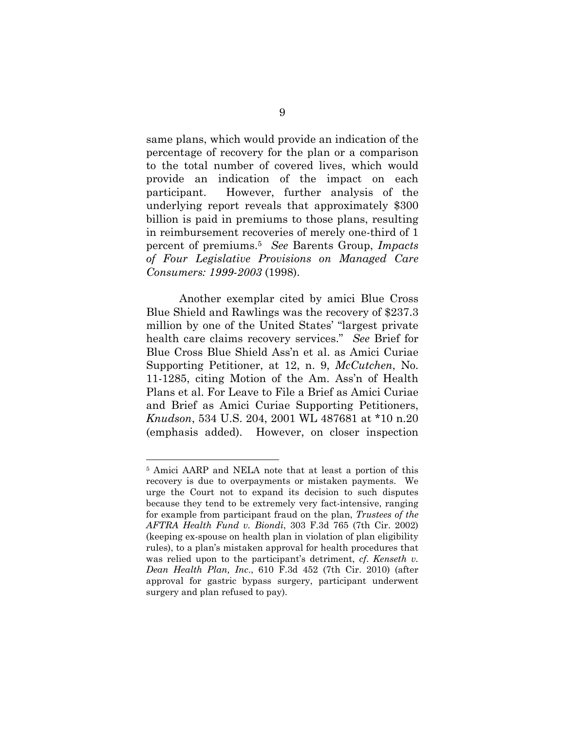same plans, which would provide an indication of the percentage of recovery for the plan or a comparison to the total number of covered lives, which would provide an indication of the impact on each participant. However, further analysis of the underlying report reveals that approximately $300 billion is paid in premiums to those plans, resulting in reimbursement recoveries of merely one-third of 1 percent of premiums.[5] *See* Barents Group, *Impacts of Four Legislative Provisions on Managed Care Consumers: 1999-2003* (1998).

Another exemplar cited by amici Blue Cross Blue Shield and Rawlings was the recovery of $237.3 million by one of the United States' "largest private health care claims recovery services." *See* Brief for Blue Cross Blue Shield Ass'n et al. as Amici Curiae Supporting Petitioner, at 12, n. 9, *McCutchen*, No. 11-1285, citing Motion of the Am. Ass'n of Health Plans et al. For Leave to File a Brief as Amici Curiae and Brief as Amici Curiae Supporting Petitioners, *Knudson*, 534 U.S. 204, 2001 WL 487681 at *10 n.20 (emphasis added). However, on closer inspection

---

[5] Amici AARP and NELA note that at least a portion of this recovery is due to overpayments or mistaken payments. We urge the Court not to expand its decision to such disputes because they tend to be extremely very fact-intensive, ranging for example from participant fraud on the plan, *Trustees of the AFTRA Health Fund v. Biondi*, 303 F.3d 765 (7th Cir. 2002) (keeping ex-spouse on health plan in violation of plan eligibility rules), to a plan's mistaken approval for health procedures that was relied upon to the participant's detriment, *cf. Kenseth v. Dean Health Plan, Inc.*, 610 F.3d 452 (7th Cir. 2010) (after approval for gastric bypass surgery, participant underwent surgery and plan refused to pay).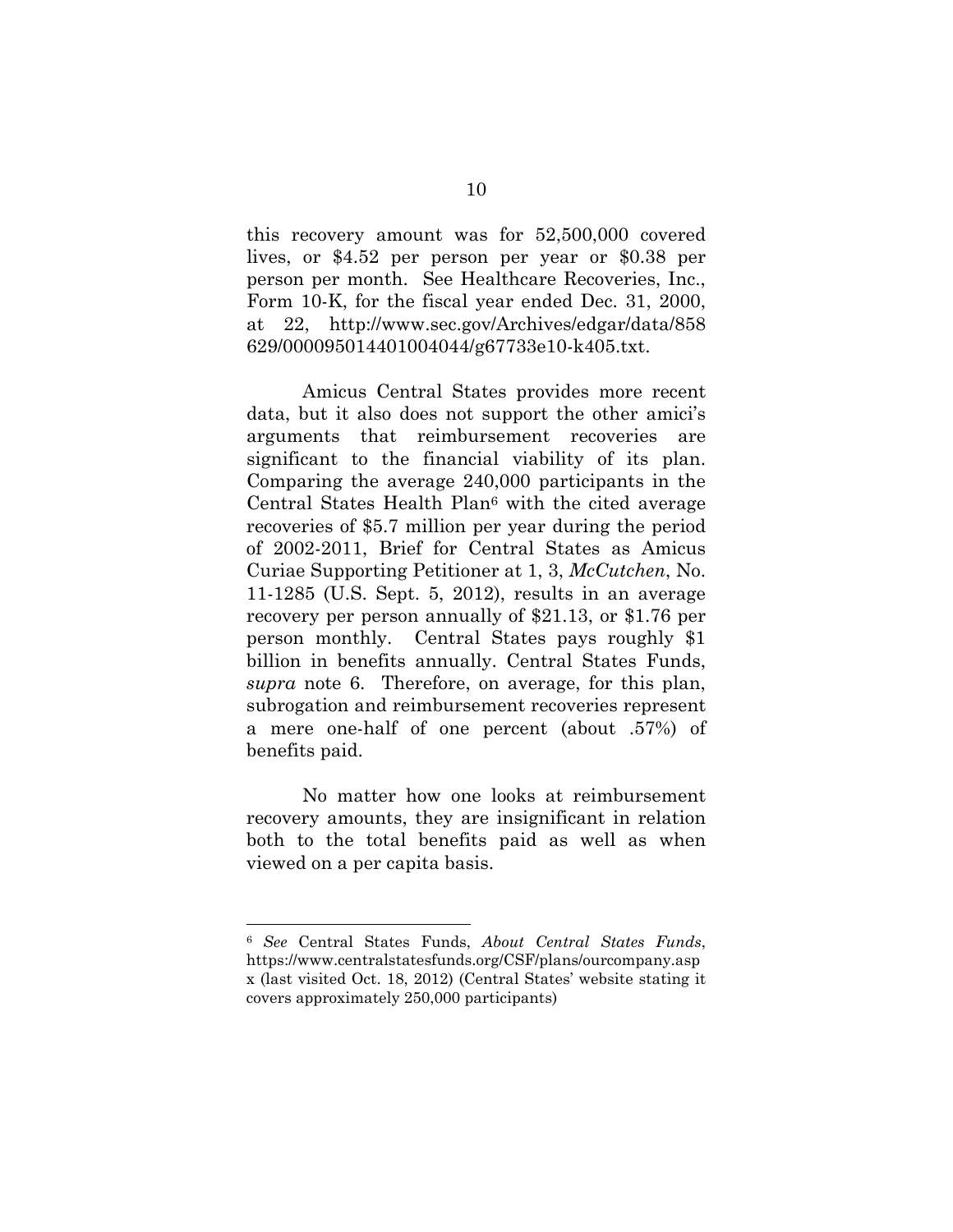this recovery amount was for 52,500,000 covered lives, or \$4.52 per person per year or \$0.38 per person per month. See Healthcare Recoveries, Inc., Form 10-K, for the fiscal year ended Dec. 31, 2000, at 22, http://www.sec.gov/Archives/edgar/data/858629/000095014401004044/g67733e10-k405.txt.

Amicus Central States provides more recent data, but it also does not support the other amici's arguments that reimbursement recoveries are significant to the financial viability of its plan. Comparing the average 240,000 participants in the Central States Health Plan[6] with the cited average recoveries of \$5.7 million per year during the period of 2002-2011, Brief for Central States as Amicus Curiae Supporting Petitioner at 1, 3, *McCutchen*, No. 11-1285 (U.S. Sept. 5, 2012), results in an average recovery per person annually of \$21.13, or \$1.76 per person monthly. Central States pays roughly \$1 billion in benefits annually. Central States Funds, *supra* note 6. Therefore, on average, for this plan, subrogation and reimbursement recoveries represent a mere one-half of one percent (about .57%) of benefits paid.

No matter how one looks at reimbursement recovery amounts, they are insignificant in relation both to the total benefits paid as well as when viewed on a per capita basis.

---

[6] *See* Central States Funds, *About Central States Funds*, https://www.centralstatesfunds.org/CSF/plans/ourcompany.aspx (last visited Oct. 18, 2012) (Central States' website stating it covers approximately 250,000 participants)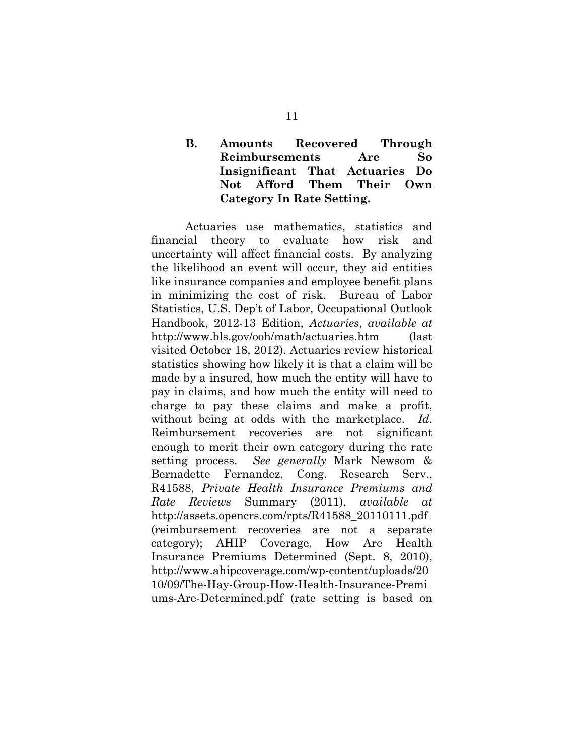### B. Amounts Recovered Through Reimbursements Are So Insignificant That Actuaries Do Not Afford Them Their Own Category In Rate Setting.

Actuaries use mathematics, statistics and financial theory to evaluate how risk and uncertainty will affect financial costs. By analyzing the likelihood an event will occur, they aid entities like insurance companies and employee benefit plans in minimizing the cost of risk. Bureau of Labor Statistics, U.S. Dep't of Labor, Occupational Outlook Handbook, 2012-13 Edition, *Actuaries*, *available at* http://www.bls.gov/ooh/math/actuaries.htm (last visited October 18, 2012). Actuaries review historical statistics showing how likely it is that a claim will be made by a insured, how much the entity will have to pay in claims, and how much the entity will need to charge to pay these claims and make a profit, without being at odds with the marketplace. *Id*. Reimbursement recoveries are not significant enough to merit their own category during the rate setting process. *See generally* Mark Newsom & Bernadette Fernandez, Cong. Research Serv., R41588, *Private Health Insurance Premiums and Rate Reviews* Summary (2011), *available at* http://assets.opencrs.com/rpts/R41588_20110111.pdf (reimbursement recoveries are not a separate category); AHIP Coverage, How Are Health Insurance Premiums Determined (Sept. 8, 2010), http://www.ahipcoverage.com/wp-content/uploads/2010/09/The-Hay-Group-How-Health-Insurance-Premiums-Are-Determined.pdf (rate setting is based on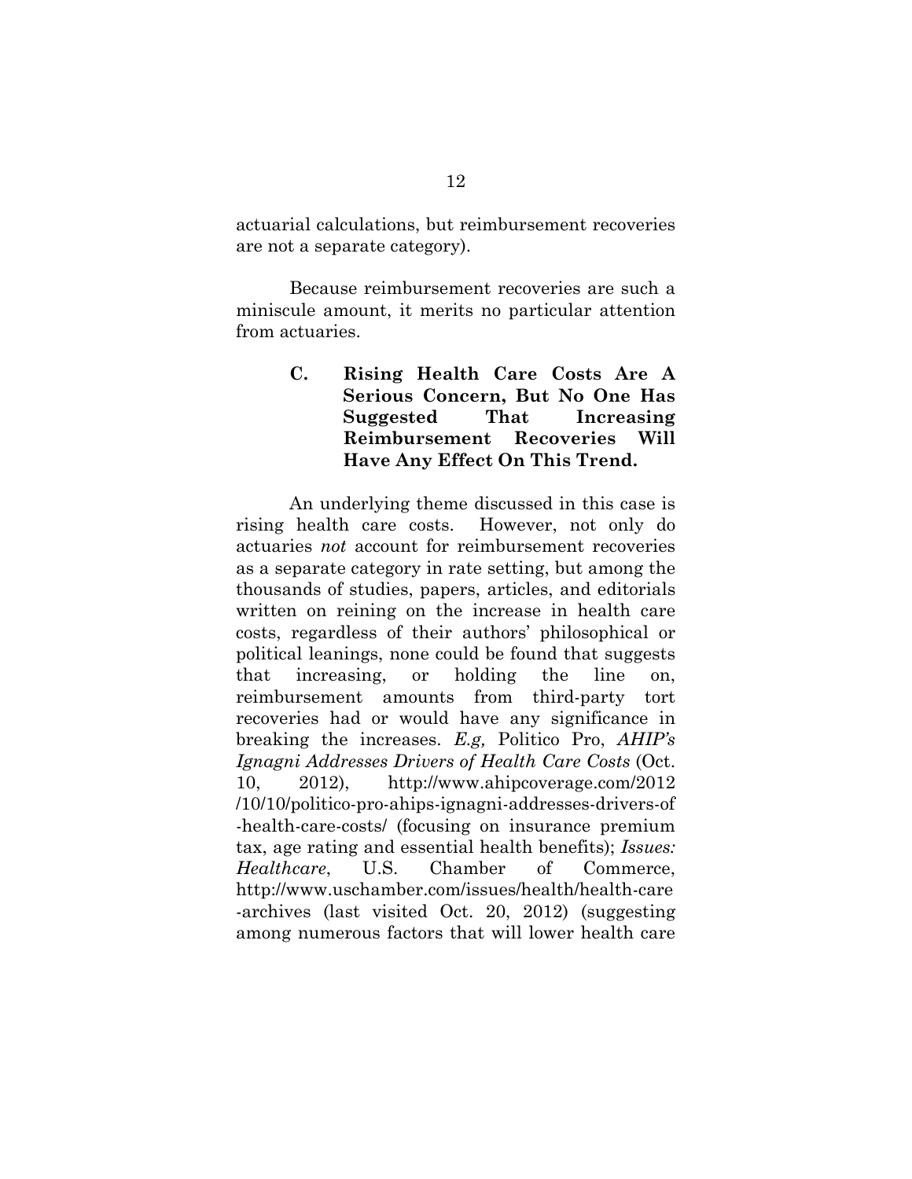actuarial calculations, but reimbursement recoveries are not a separate category).

Because reimbursement recoveries are such a miniscule amount, it merits no particular attention from actuaries.

### C. Rising Health Care Costs Are A Serious Concern, But No One Has Suggested That Increasing Reimbursement Recoveries Will Have Any Effect On This Trend.

An underlying theme discussed in this case is rising health care costs. However, not only do actuaries *not* account for reimbursement recoveries as a separate category in rate setting, but among the thousands of studies, papers, articles, and editorials written on reining on the increase in health care costs, regardless of their authors' philosophical or political leanings, none could be found that suggests that increasing, or holding the line on, reimbursement amounts from third-party tort recoveries had or would have any significance in breaking the increases. *E.g,* Politico Pro, *AHIP's Ignagni Addresses Drivers of Health Care Costs* (Oct. 10, 2012), http://www.ahipcoverage.com/2012/10/10/politico-pro-ahips-ignagni-addresses-drivers-of-health-care-costs/ (focusing on insurance premium tax, age rating and essential health benefits); *Issues: Healthcare*, U.S. Chamber of Commerce, http://www.uschamber.com/issues/health/health-care-archives (last visited Oct. 20, 2012) (suggesting among numerous factors that will lower health care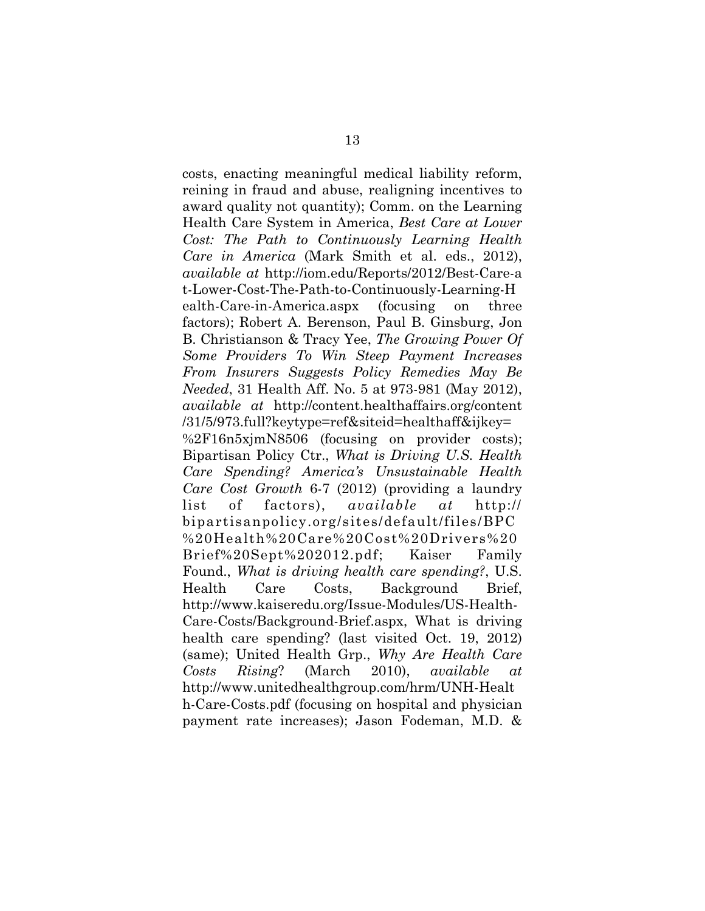costs, enacting meaningful medical liability reform, reining in fraud and abuse, realigning incentives to award quality not quantity); Comm. on the Learning Health Care System in America, *Best Care at Lower Cost: The Path to Continuously Learning Health Care in America* (Mark Smith et al. eds., 2012), *available at* http://iom.edu/Reports/2012/Best-Care-at-Lower-Cost-The-Path-to-Continuously-Learning-Health-Care-in-America.aspx (focusing on three factors); Robert A. Berenson, Paul B. Ginsburg, Jon B. Christianson & Tracy Yee, *The Growing Power Of Some Providers To Win Steep Payment Increases From Insurers Suggests Policy Remedies May Be Needed*, 31 Health Aff. No. 5 at 973-981 (May 2012), *available at* http://content.healthaffairs.org/content/31/5/973.full?keytype=ref&siteid=healthaff&ijkey=%2F16n5xjmN8506 (focusing on provider costs); Bipartisan Policy Ctr., *What is Driving U.S. Health Care Spending? America's Unsustainable Health Care Cost Growth* 6-7 (2012) (providing a laundry list of factors), *available at* http://bipartisanpolicy.org/sites/default/files/BPC%20Health%20Care%20Cost%20Drivers%20Brief%20Sept%202012.pdf; Kaiser Family Found., *What is driving health care spending?*, U.S. Health Care Costs, Background Brief, http://www.kaiseredu.org/Issue-Modules/US-Health-Care-Costs/Background-Brief.aspx, What is driving health care spending? (last visited Oct. 19, 2012) (same); United Health Grp., *Why Are Health Care Costs Rising*? (March 2010), *available at* http://www.unitedhealthgroup.com/hrm/UNH-Health-Care-Costs.pdf (focusing on hospital and physician payment rate increases); Jason Fodeman, M.D. &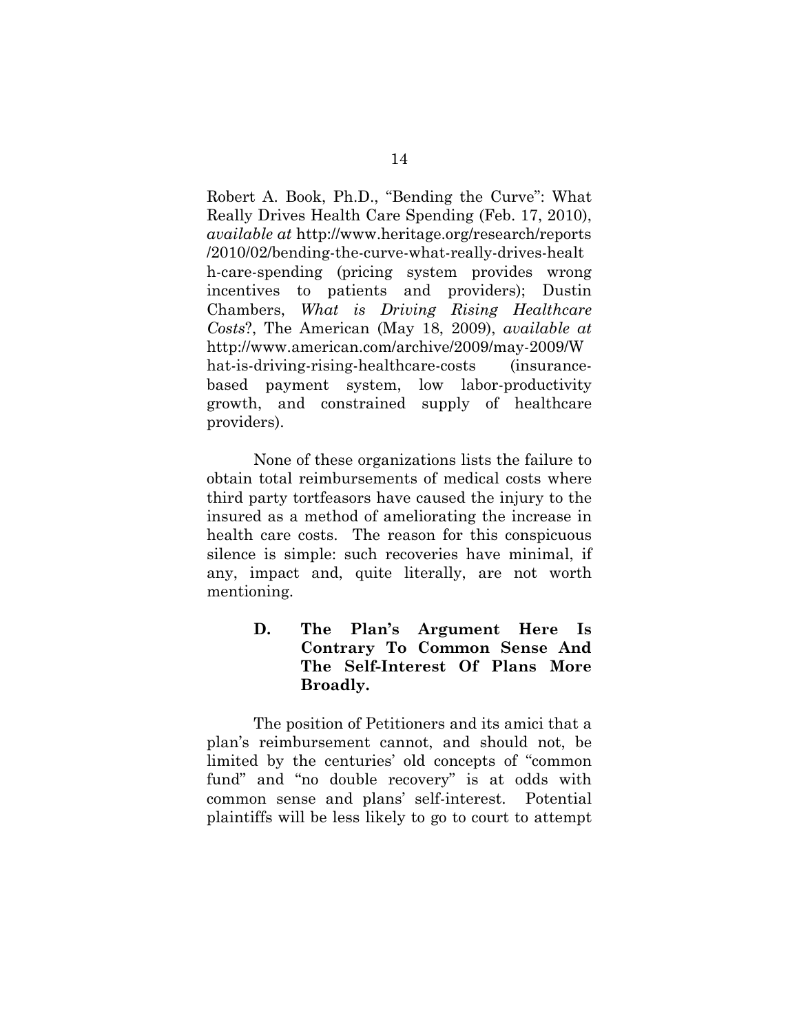Robert A. Book, Ph.D., "Bending the Curve": What Really Drives Health Care Spending (Feb. 17, 2010), *available at* http://www.heritage.org/research/reports/2010/02/bending-the-curve-what-really-drives-health-care-spending (pricing system provides wrong incentives to patients and providers); Dustin Chambers, *What is Driving Rising Healthcare Costs*?, The American (May 18, 2009), *available at* http://www.american.com/archive/2009/may-2009/What-is-driving-rising-healthcare-costs (insurance-based payment system, low labor-productivity growth, and constrained supply of healthcare providers).

None of these organizations lists the failure to obtain total reimbursements of medical costs where third party tortfeasors have caused the injury to the insured as a method of ameliorating the increase in health care costs. The reason for this conspicuous silence is simple: such recoveries have minimal, if any, impact and, quite literally, are not worth mentioning.

### D. The Plan's Argument Here Is Contrary To Common Sense And The Self-Interest Of Plans More Broadly.

The position of Petitioners and its amici that a plan's reimbursement cannot, and should not, be limited by the centuries' old concepts of "common fund" and "no double recovery" is at odds with common sense and plans' self-interest. Potential plaintiffs will be less likely to go to court to attempt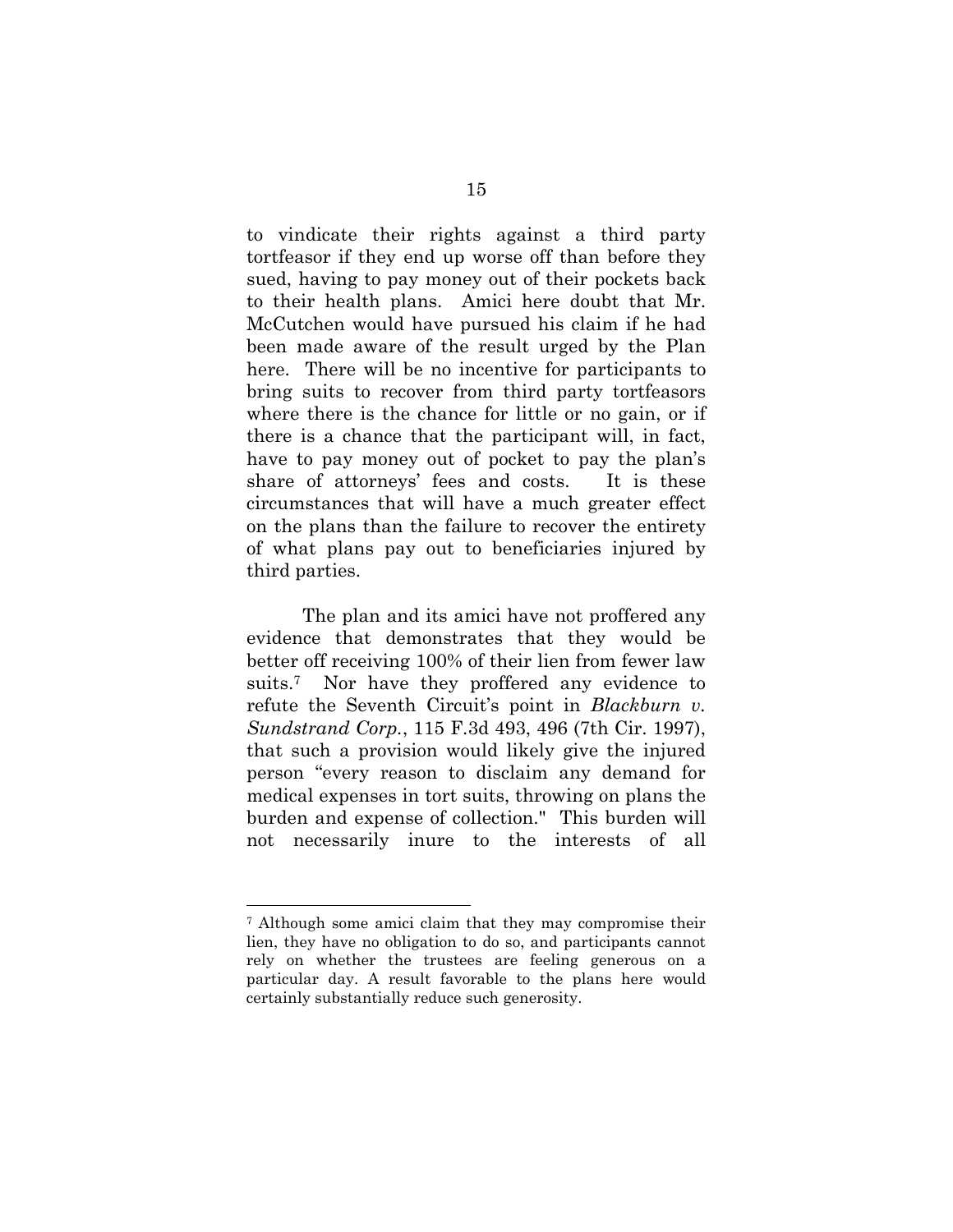to vindicate their rights against a third party tortfeasor if they end up worse off than before they sued, having to pay money out of their pockets back to their health plans. Amici here doubt that Mr. McCutchen would have pursued his claim if he had been made aware of the result urged by the Plan here. There will be no incentive for participants to bring suits to recover from third party tortfeasors where there is the chance for little or no gain, or if there is a chance that the participant will, in fact, have to pay money out of pocket to pay the plan's share of attorneys' fees and costs. It is these circumstances that will have a much greater effect on the plans than the failure to recover the entirety of what plans pay out to beneficiaries injured by third parties.

The plan and its amici have not proffered any evidence that demonstrates that they would be better off receiving 100% of their lien from fewer law suits.[7] Nor have they proffered any evidence to refute the Seventh Circuit's point in *Blackburn v. Sundstrand Corp.*, 115 F.3d 493, 496 (7th Cir. 1997), that such a provision would likely give the injured person "every reason to disclaim any demand for medical expenses in tort suits, throwing on plans the burden and expense of collection." This burden will not necessarily inure to the interests of all

[7] Although some amici claim that they may compromise their lien, they have no obligation to do so, and participants cannot rely on whether the trustees are feeling generous on a particular day. A result favorable to the plans here would certainly substantially reduce such generosity.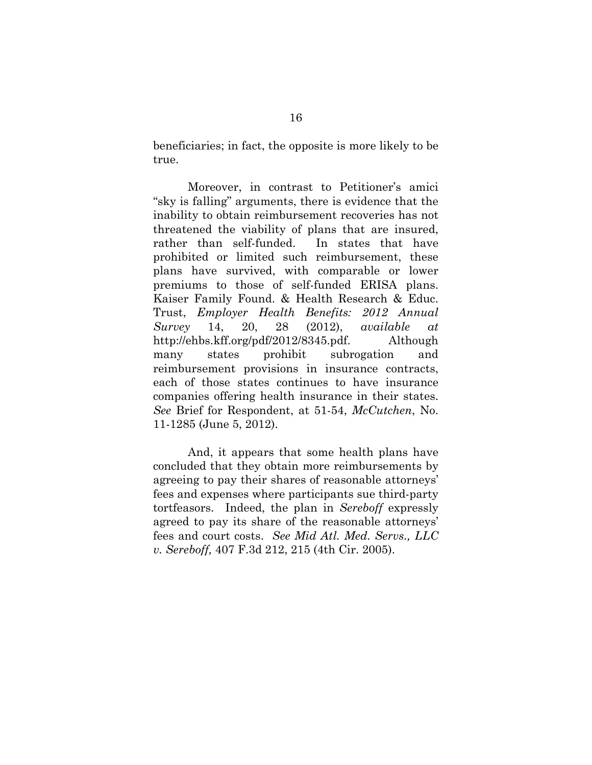beneficiaries; in fact, the opposite is more likely to be true.

Moreover, in contrast to Petitioner's amici "sky is falling" arguments, there is evidence that the inability to obtain reimbursement recoveries has not threatened the viability of plans that are insured, rather than self-funded. In states that have prohibited or limited such reimbursement, these plans have survived, with comparable or lower premiums to those of self-funded ERISA plans. Kaiser Family Found. & Health Research & Educ. Trust, *Employer Health Benefits: 2012 Annual Survey* 14, 20, 28 (2012), *available at* http://ehbs.kff.org/pdf/2012/8345.pdf. Although many states prohibit subrogation and reimbursement provisions in insurance contracts, each of those states continues to have insurance companies offering health insurance in their states. *See* Brief for Respondent, at 51-54, *McCutchen*, No. 11-1285 (June 5, 2012).

And, it appears that some health plans have concluded that they obtain more reimbursements by agreeing to pay their shares of reasonable attorneys' fees and expenses where participants sue third-party tortfeasors. Indeed, the plan in *Sereboff* expressly agreed to pay its share of the reasonable attorneys' fees and court costs. *See Mid Atl. Med. Servs., LLC v. Sereboff,* 407 F.3d 212, 215 (4th Cir. 2005).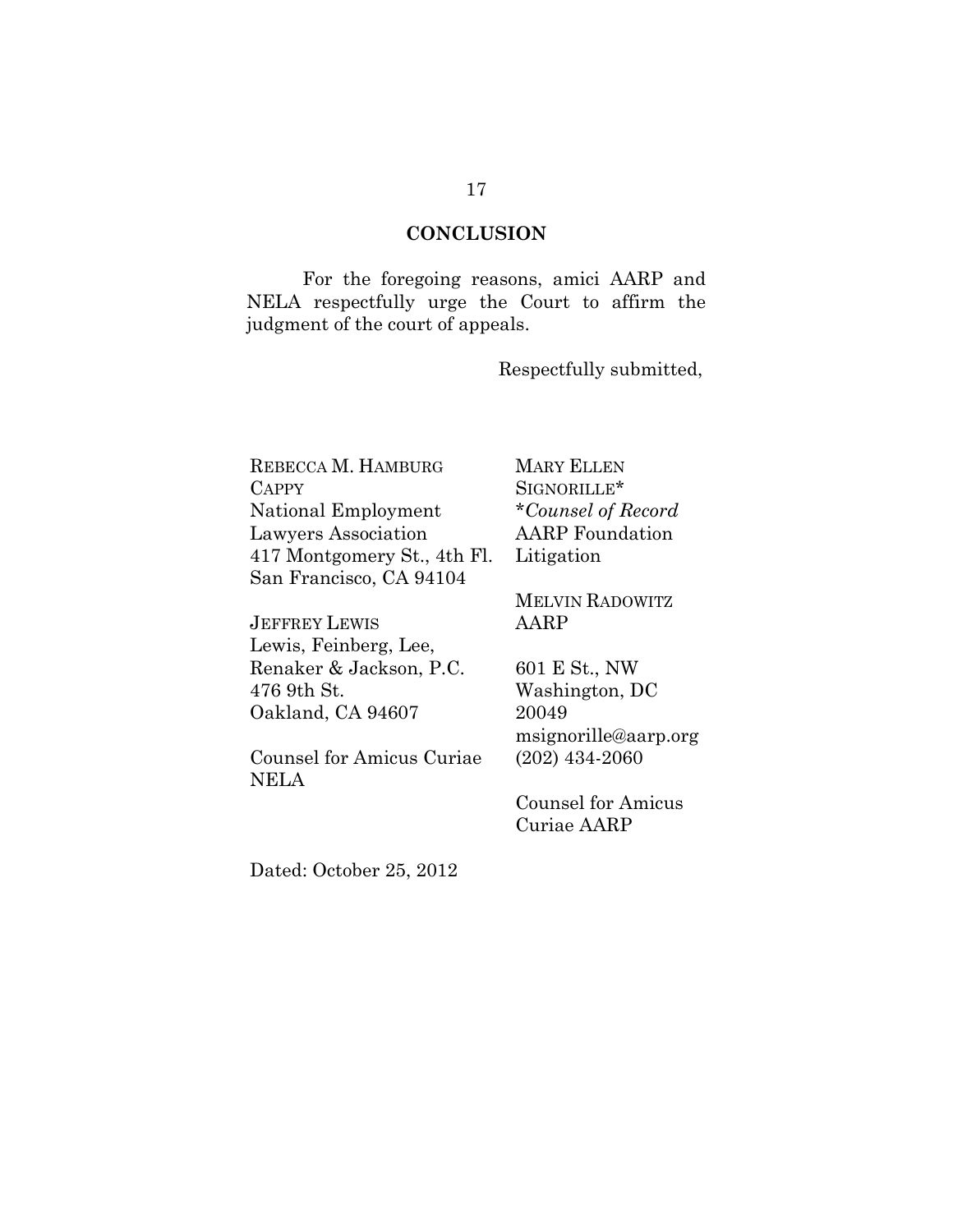## CONCLUSION

For the foregoing reasons, amici AARP and NELA respectfully urge the Court to affirm the judgment of the court of appeals.

Respectfully submitted,

REBECCA M. HAMBURG CAPPY
National Employment Lawyers Association
417 Montgomery St., 4th Fl.
San Francisco, CA 94104

JEFFREY LEWIS
Lewis, Feinberg, Lee, Renaker & Jackson, P.C.
476 9th St.
Oakland, CA 94607

Counsel for Amicus Curiae NELA

MARY ELLEN SIGNORILLE*
**Counsel of Record*
AARP Foundation Litigation

MELVIN RADOWITZ
AARP

601 E St., NW
Washington, DC 20049
msignorille@aarp.org
(202) 434-2060

Counsel for Amicus Curiae AARP

Dated: October 25, 2012